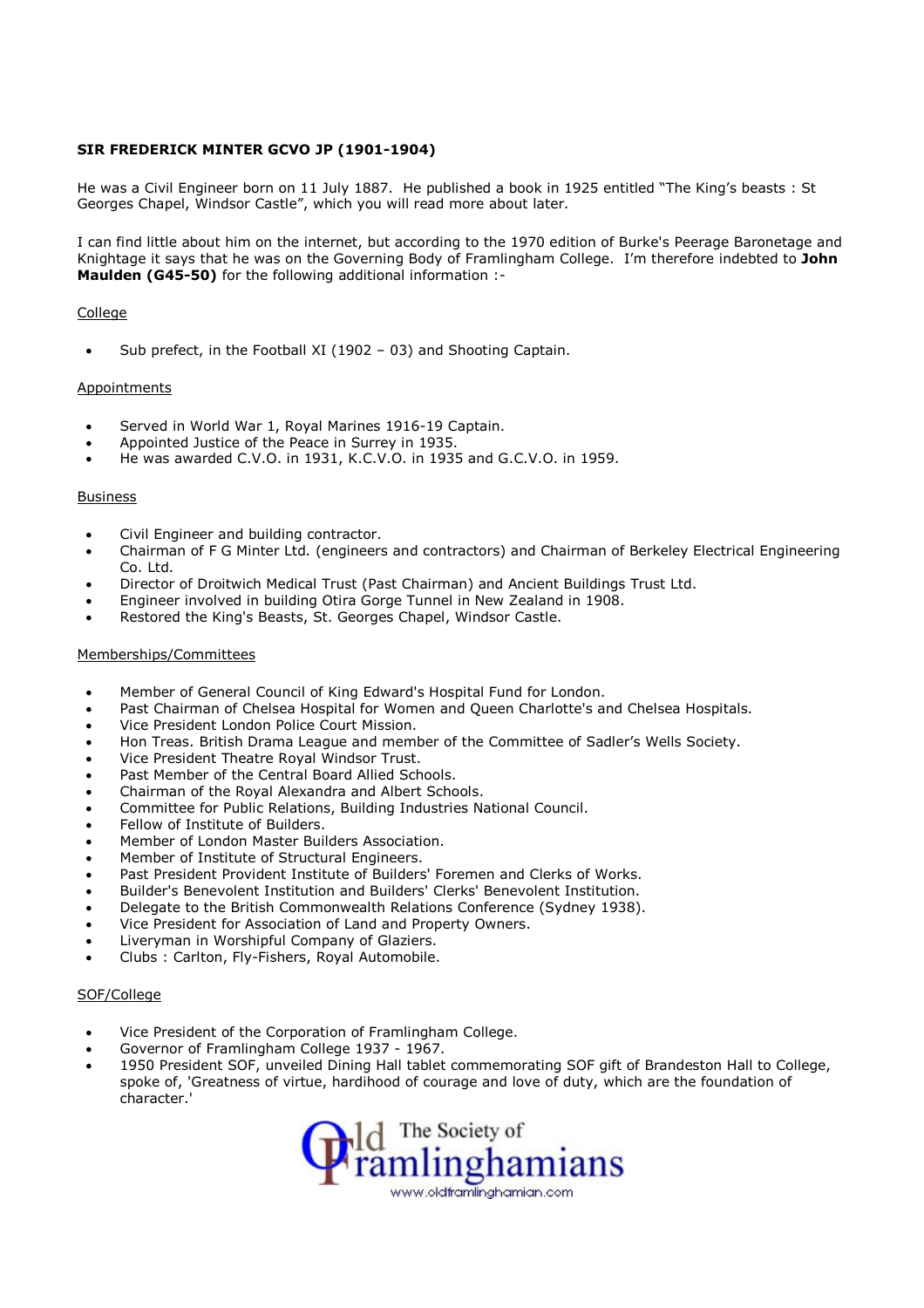**SIR FREDERICK MINTER GCVO JP (1901-1904)**

He was a Civil Engineer born on 11 July 1887. He published a book in 1925 entitled "The King's beasts : St Georges Chapel, Windsor Castle", which you will read more about later.

I can find little about him on the internet, but according to the 1970 edition of Burke's Peerage Baronetage and Knightage it says that he was on the Governing Body of Framlingham College. I'm therefore indebted to **John Maulden (G45-50)** for the following additional information :-

<u>College</u>

- Sub prefect, in the Football XI (1902 – 03) and Shooting Captain.

<u>Appointments</u>

- Served in World War 1, Royal Marines 1916-19 Captain.
- Appointed Justice of the Peace in Surrey in 1935.
- He was awarded C.V.O. in 1931, K.C.V.O. in 1935 and G.C.V.O. in 1959.

<u>Business</u>

- Civil Engineer and building contractor.
- Chairman of F G Minter Ltd. (engineers and contractors) and Chairman of Berkeley Electrical Engineering Co. Ltd.
- Director of Droitwich Medical Trust (Past Chairman) and Ancient Buildings Trust Ltd.
- Engineer involved in building Otira Gorge Tunnel in New Zealand in 1908.
- Restored the King's Beasts, St. Georges Chapel, Windsor Castle.

<u>Memberships/Committees</u>

- Member of General Council of King Edward's Hospital Fund for London.
- Past Chairman of Chelsea Hospital for Women and Queen Charlotte's and Chelsea Hospitals.
- Vice President London Police Court Mission.
- Hon Treas. British Drama League and member of the Committee of Sadler's Wells Society.
- Vice President Theatre Royal Windsor Trust.
- Past Member of the Central Board Allied Schools.
- Chairman of the Royal Alexandra and Albert Schools.
- Committee for Public Relations, Building Industries National Council.
- Fellow of Institute of Builders.
- Member of London Master Builders Association.
- Member of Institute of Structural Engineers.
- Past President Provident Institute of Builders' Foremen and Clerks of Works.
- Builder's Benevolent Institution and Builders' Clerks' Benevolent Institution.
- Delegate to the British Commonwealth Relations Conference (Sydney 1938).
- Vice President for Association of Land and Property Owners.
- Liveryman in Worshipful Company of Glaziers.
- Clubs : Carlton, Fly-Fishers, Royal Automobile.

<u>SOF/College</u>

- Vice President of the Corporation of Framlingham College.
- Governor of Framlingham College 1937 - 1967.
- 1950 President SOF, unveiled Dining Hall tablet commemorating SOF gift of Brandeston Hall to College, spoke of, 'Greatness of virtue, hardihood of courage and love of duty, which are the foundation of character.'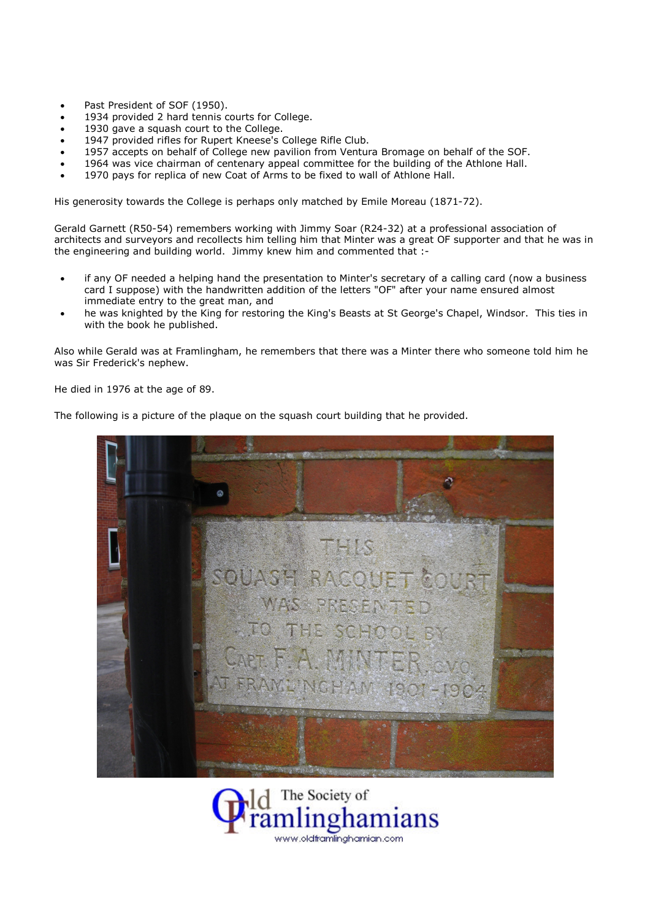- Past President of SOF (1950).
- 1934 provided 2 hard tennis courts for College.
- 1930 gave a squash court to the College.
- 1947 provided rifles for Rupert Kneese's College Rifle Club.
- 1957 accepts on behalf of College new pavilion from Ventura Bromage on behalf of the SOF.
- 1964 was vice chairman of centenary appeal committee for the building of the Athlone Hall.
- 1970 pays for replica of new Coat of Arms to be fixed to wall of Athlone Hall.

His generosity towards the College is perhaps only matched by Emile Moreau (1871-72).

Gerald Garnett (R50-54) remembers working with Jimmy Soar (R24-32) at a professional association of architects and surveyors and recollects him telling him that Minter was a great OF supporter and that he was in the engineering and building world. Jimmy knew him and commented that :-

- if any OF needed a helping hand the presentation to Minter's secretary of a calling card (now a business card I suppose) with the handwritten addition of the letters "OF" after your name ensured almost immediate entry to the great man, and
- he was knighted by the King for restoring the King's Beasts at St George's Chapel, Windsor. This ties in with the book he published.

Also while Gerald was at Framlingham, he remembers that there was a Minter there who someone told him he was Sir Frederick's nephew.

He died in 1976 at the age of 89.

The following is a picture of the plaque on the squash court building that he provided.

THIS
SQUASH RACQUET COURT
WAS PRESENTED
TO THE SCHOOL BY
CAPT. F. A. MINTER, CVO
AT FRAMLINGHAM 1901 - 1904